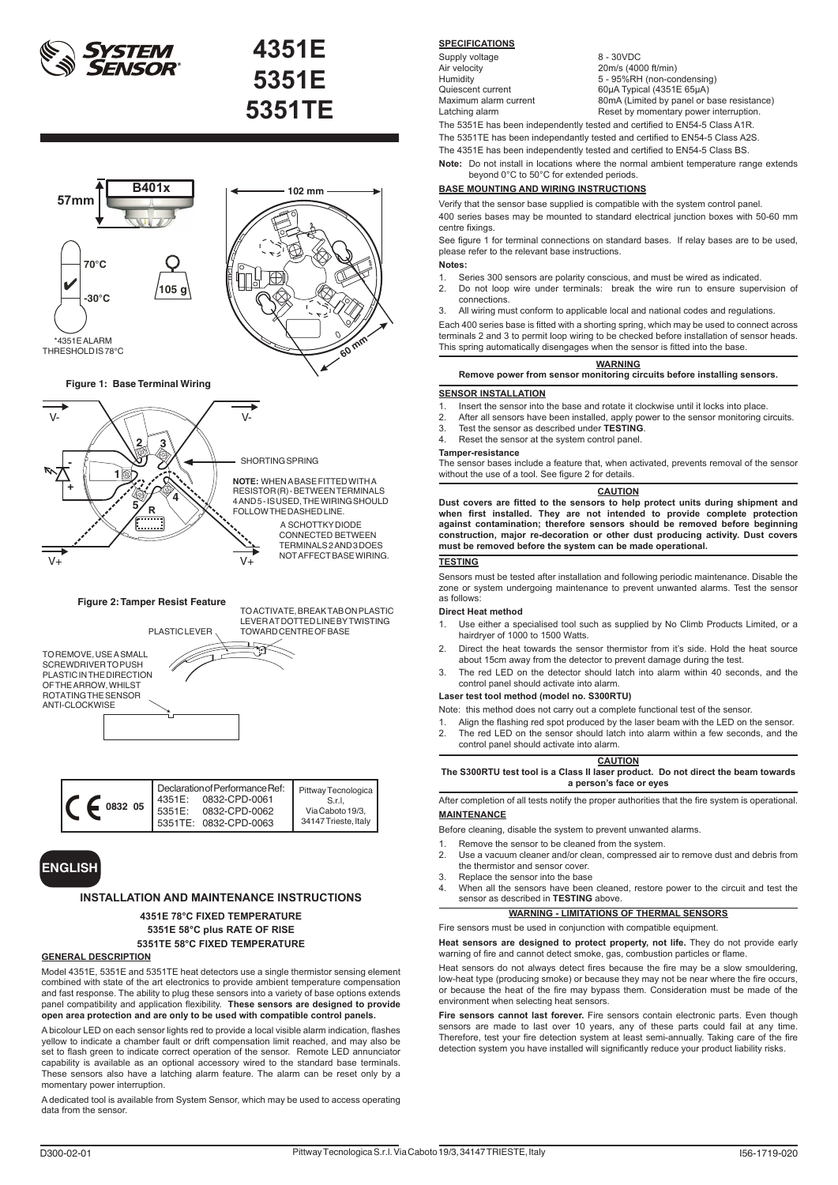# 4351E
# 5351E
# 5351TE

57mm — B401x — 102 mm

70°C / -30°C

*4351E ALARM THRESHOLD IS 78°C

105 g

60 mm

**Figure 1: Base Terminal Wiring**

V- V-

SHORTING SPRING

**NOTE:** WHEN A BASE FITTED WITH A RESISTOR (R) - BETWEEN TERMINALS 4 AND 5 - IS USED, THE WIRING SHOULD FOLLOW THE DASHED LINE.

A SCHOTTKY DIODE CONNECTED BETWEEN TERMINALS 2 AND 3 DOES NOT AFFECT BASE WIRING.

V+ V+

**Figure 2: Tamper Resist Feature**

TO ACTIVATE, BREAK TAB ON PLASTIC LEVER AT DOTTED LINE BY TWISTING TOWARD CENTRE OF BASE

PLASTIC LEVER

TO REMOVE, USE A SMALL SCREWDRIVER TO PUSH PLASTIC IN THE DIRECTION OF THE ARROW, WHILST ROTATING THE SENSOR ANTI-CLOCKWISE

| CE 0832 05 | Declaration of Performance Ref: 4351E: 0832-CPD-0061 5351E: 0832-CPD-0062 5351TE: 0832-CPD-0063 | Pittway Tecnologica S.r.l, Via Caboto 19/3, 34147 Trieste, Italy |
|---|---|---|

**ENGLISH**

## INSTALLATION AND MAINTENANCE INSTRUCTIONS

**4351E 78°C FIXED TEMPERATURE**
**5351E 58°C plus RATE OF RISE**
**5351TE 58°C FIXED TEMPERATURE**

### GENERAL DESCRIPTION

Model 4351E, 5351E and 5351TE heat detectors use a single thermistor sensing element combined with state of the art electronics to provide ambient temperature compensation and fast response. The ability to plug these sensors into a variety of base options extends panel compatibility and application flexibility. **These sensors are designed to provide open area protection and are only to be used with compatible control panels.**

A bicolour LED on each sensor lights red to provide a local visible alarm indication, flashes yellow to indicate a chamber fault or drift compensation limit reached, and may also be set to flash green to indicate correct operation of the sensor. Remote LED annunciator capability is available as an optional accessory wired to the standard base terminals. These sensors also have a latching alarm feature. The alarm can be reset only by a momentary power interruption.

A dedicated tool is available from System Sensor, which may be used to access operating data from the sensor.

### SPECIFICATIONS

| | |
|---|---|
| Supply voltage | 8 - 30VDC |
| Air velocity | 20m/s (4000 ft/min) |
| Humidity | 5 - 95%RH (non-condensing) |
| Quiescent current | 60µA Typical (4351E 65µA) |
| Maximum alarm current | 80mA (Limited by panel or base resistance) |
| Latching alarm | Reset by momentary power interruption. |

The 5351E has been independently tested and certified to EN54-5 Class A1R.

The 5351TE has been independantly tested and certified to EN54-5 Class A2S.

The 4351E has been independently tested and certified to EN54-5 Class BS.

**Note:** Do not install in locations where the normal ambient temperature range extends beyond 0°C to 50°C for extended periods.

### BASE MOUNTING AND WIRING INSTRUCTIONS

Verify that the sensor base supplied is compatible with the system control panel.

400 series bases may be mounted to standard electrical junction boxes with 50-60 mm centre fixings.

See figure 1 for terminal connections on standard bases. If relay bases are to be used, please refer to the relevant base instructions.

**Notes:**

1. Series 300 sensors are polarity conscious, and must be wired as indicated.
2. Do not loop wire under terminals: break the wire run to ensure supervision of connections.
3. All wiring must conform to applicable local and national codes and regulations.

Each 400 series base is fitted with a shorting spring, which may be used to connect across terminals 2 and 3 to permit loop wiring to be checked before installation of sensor heads. This spring automatically disengages when the sensor is fitted into the base.

**WARNING**

**Remove power from sensor monitoring circuits before installing sensors.**

### SENSOR INSTALLATION

1. Insert the sensor into the base and rotate it clockwise until it locks into place.
2. After all sensors have been installed, apply power to the sensor monitoring circuits.
3. Test the sensor as described under **TESTING**.
4. Reset the sensor at the system control panel.

**Tamper-resistance**

The sensor bases include a feature that, when activated, prevents removal of the sensor without the use of a tool. See figure 2 for details.

**CAUTION**

**Dust covers are fitted to the sensors to help protect units during shipment and when first installed. They are not intended to provide complete protection against contamination; therefore sensors should be removed before beginning construction, major re-decoration or other dust producing activity. Dust covers must be removed before the system can be made operational.**

### TESTING

Sensors must be tested after installation and following periodic maintenance. Disable the zone or system undergoing maintenance to prevent unwanted alarms. Test the sensor as follows:

**Direct Heat method**

1. Use either a specialised tool such as supplied by No Climb Products Limited, or a hairdryer of 1000 to 1500 Watts.
2. Direct the heat towards the sensor thermistor from it's side. Hold the heat source about 15cm away from the detector to prevent damage during the test.
3. The red LED on the detector should latch into alarm within 40 seconds, and the control panel should activate into alarm.

**Laser test tool method (model no. S300RTU)**

Note: this method does not carry out a complete functional test of the sensor.

1. Align the flashing red spot produced by the laser beam with the LED on the sensor.
2. The red LED on the sensor should latch into alarm within a few seconds, and the control panel should activate into alarm.

**CAUTION**

**The S300RTU test tool is a Class II laser product. Do not direct the beam towards a person's face or eyes**

After completion of all tests notify the proper authorities that the fire system is operational.

### MAINTENANCE

Before cleaning, disable the system to prevent unwanted alarms.

1. Remove the sensor to be cleaned from the system.
2. Use a vacuum cleaner and/or clean, compressed air to remove dust and debris from the thermistor and sensor cover.
3. Replace the sensor into the base
4. When all the sensors have been cleaned, restore power to the circuit and test the sensor as described in **TESTING** above.

### WARNING - LIMITATIONS OF THERMAL SENSORS

Fire sensors must be used in conjunction with compatible equipment.

**Heat sensors are designed to protect property, not life.** They do not provide early warning of fire and cannot detect smoke, gas, combustion particles or flame.

Heat sensors do not always detect fires because the fire may be a slow smouldering, low-heat type (producing smoke) or because they may not be near where the fire occurs, or because the heat of the fire may bypass them. Consideration must be made of the environment when selecting heat sensors.

**Fire sensors cannot last forever.** Fire sensors contain electronic parts. Even though sensors are made to last over 10 years, any of these parts could fail at any time. Therefore, test your fire detection system at least semi-annually. Taking care of the fire detection system you have installed will significantly reduce your product liability risks.

D300-02-01 Pittway Tecnologica S.r.l. Via Caboto 19/3, 34147 TRIESTE, Italy I56-1719-020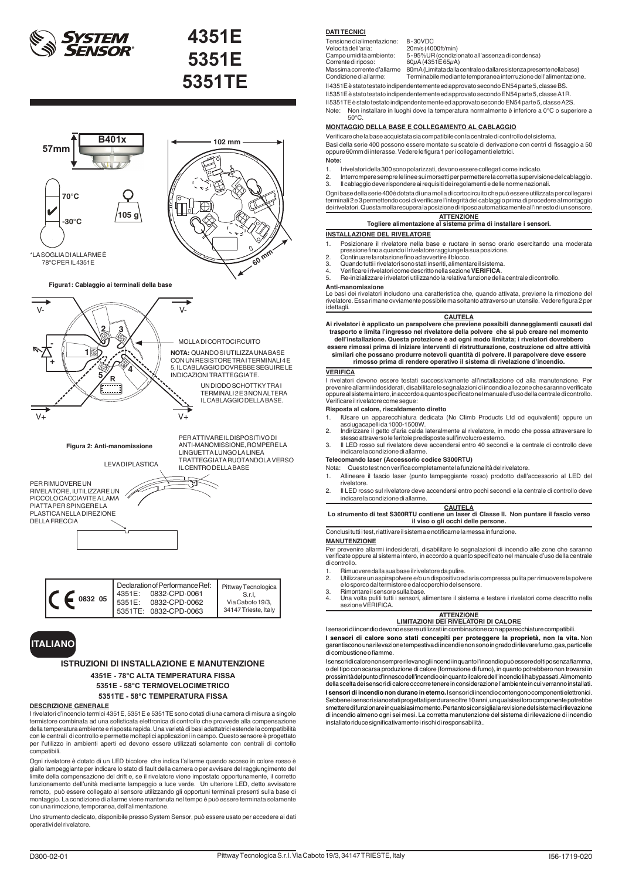# 4351E
# 5351E
# 5351TE

57mm — B401x

102 mm

70°C

-30°C

105 g

60 mm

*LA SOGLIA DI ALLARME È 78°C PER IL 4351E

**Figura1: Cablaggio ai terminali della base**

V- V-

MOLLA DI CORTOCIRCUITO

**NOTA:** QUANDO SI UTILIZZA UNA BASE CON UN RESISTORE TRA I TERMINALI 4 E 5, IL CABLAGGIO DOVREBBE SEGUIRE LE INDICAZIONI TRATTEGGIATE.

UN DIODO SCHOTTKY TRA I TERMINALI 2 E 3 NON ALTERA IL CABLAGGIO DELLA BASE.

V+ V+

**Figura 2: Anti-manomissione**

LEVA DI PLASTICA

PER ATTIVARE IL DISPOSITIVO DI ANTI-MANOMISSIONE, ROMPERE LA LINGUETTA LUNGO LA LINEA TRATTEGGIATA RUOTANDOLA VERSO IL CENTRO DELLA BASE

PER RIMUOVERE UN RIVELATORE, IUTILIZZARE UN PICCOLO CACCIAVITE A LAMA PIATTA PER SPINGERE LA PLASTICA NELLA DIREZIONE DELLA FRECCIA

| CE 0832 05 | Declaration of Performance Ref: 4351E: 0832-CPD-0061 5351E: 0832-CPD-0062 5351TE: 0832-CPD-0063 | Pittway Tecnologica S.r.l, Via Caboto 19/3, 34147 Trieste, Italy |
|---|---|---|

## ITALIANO

## ISTRUZIONI DI INSTALLAZIONE E MANUTENZIONE

**4351E - 78°C ALTA TEMPERATURA FISSA**
**5351E - 58°C TERMOVELOCIMETRICO**
**5351TE - 58°C TEMPERATURA FISSA**

### DESCRIZIONE GENERALE

I rivelatori d'incendio termici 4351E, 5351E e 5351TE sono dotati di una camera di misura a singolo termistore combinata ad una sofisticata elettronica di controllo che provvede alla compensazione della temperatura ambiente e risposta rapida. Una varietà di basi adattatrici estende la compatibilità con le centrali di controllo e permette molteplici applicazioni in campo. Questo sensore è progettato per l'utilizzo in ambienti aperti ed devono essere utilizzati solamente con centrali di contollo compatibili.

Ogni rivelatore è dotato di un LED bicolore che indica l'allarme quando acceso in colore rosso è giallo lampeggiante per indicare lo stato di fault della camera o per avvisare del raggiungimento del limite della compensazione del drift e, se il rivelatore viene impostato opportunamente, il corretto funzionamento dell'unità mediante lampeggio a luce verde. Un ulteriore LED, detto avvisatore remoto, può essere collegato al sensore utilizzando gli opportuni terminali presenti sulla base di montaggio. La condizione di allarme viene mantenuta nel tempo è può essere terminata solamente con una rimozione, temporanea, dell'alimentazione.

Uno strumento dedicato, disponibile presso System Sensor, può essere usato per accedere ai dati operativi del rivelatore.

### DATI TECNICI

Tensione di alimentazione: 8 - 30VDC
Velocità dell'aria: 20m/s (4000ft/min)
Campo umidità ambiente: 5 - 95% UR (condizionato all'assenza di condensa)
Corrente di riposo: 60µA (4351E 65µA)
Massima corrente d'allarme: 80mA (Limitata dalla centrale o dalla resistenza presente nella base)
Condizione di allarme: Terminabile mediante temporanea interruzione dell'alimentazione.

Il 4351E è stato testato indipendentemente ed approvato secondo EN54 parte 5, classe BS.
Il 5351E è stato testato indipendentemente ed approvato secondo EN54 parte 5, classe A1R.
Il 5351TE è stato testato indipendentemente ed approvato secondo EN54 parte 5, classe A2S.
Note: Non installare in luoghi dove la temperatura normalmente è inferiore a 0°C o superiore a 50°C.

### MONTAGGIO DELLA BASE E COLLEGAMENTO AL CABLAGGIO

Verificare che la base acquistata sia compatibile con la centrale di controllo del sistema.
Basi della serie 400 possono essere montate su scatole di derivazione con centri di fissaggio a 50 oppure 60mm di interasse. Vedere le figura 1 per i collegamenti elettrici.

**Note:**

1. I rivelatori della 300 sono polarizzati, devono essere collegati come indicato.
2. Interrompere sempre le linee sui morsetti per permettere la corretta supervisione del cablaggio.
3. Il cablaggio deve rispondere ai requisiti dei regolamenti e delle norme nazionali.

Ogni base della serie 400 è dotata di una molla di cortocircuito che può essere utilizzata per collegare i terminali 2 e 3 permettendo così di verificare l'integrità del cablaggio prima di procedere al montaggio dei rivelatori. Questa molla recupera la posizione di riposo automaticamente all'innesto di un sensore.

**ATTENZIONE**
**Togliere alimentazione al sistema prima di installare i sensori.**

### INSTALLAZIONE DEL RIVELATORE

1. Posizionare il rivelatore nella base e ruotare in senso orario esercitando una moderata pressione fino a quando il rivelatore raggiunge la sua posizione.
2. Continuare la rotazione fino ad avvertire il blocco.
3. Quando tutti i rivelatori sono stati inseriti, alimentare il sistema.
4. Verificare i rivelatori come descritto nella sezione **VERIFICA**.
5. Re-inizializzare i rivelatori utilizzando la relativa funzione della centrale di controllo.

**Anti-manomissione**
Le basi dei rivelatori includono una caratteristica che, quando attivata, previene la rimozione del rivelatore. Essa rimane ovviamente possibile ma soltanto attraverso un utensile. Vedere figura 2 per i dettagli.

**CAUTELA**
**Ai rivelatori è applicato un parapolvere che previene possibili danneggiamenti causati dal trasporto e limita l'ingresso nel rivelatore della polvere che si può creare nel momento dell'installazione. Questa protezione è ad ogni modo limitata; i rivelatori dovrebbero essere rimossi prima di iniziare interventi di ristrutturazione, costruzione od altre attività similari che possano produrre notevoli quantità di polvere. Il parapolvere deve essere rimosso prima di rendere operativo il sistema di rivelazione d'incendio.**

### VERIFICA

I rivelatori devono essere testati successivamente all'installazione od alla manutenzione. Per prevenire allarmi indesiderati, disabilitare le segnalazioni di incendio alle zone che saranno verificate oppure al sistema intero, in accordo a quanto specificato nel manuale d'uso della centrale di controllo. Verificare il rivelatore come segue:

**Risposta al calore, riscaldamento diretto**

1. lUsare un apparecchiatura dedicata (No Climb Products Ltd od equivalenti) oppure un asciugacapelli da 1000-1500W.
2. Indirizzare il getto d'aria calda lateralmente al rivelatore, in modo che possa attraversare lo stesso attraverso le feritoie predisposte sull'involucro esterno.
3. Il LED rosso sul rivelatore deve accendersi entro 40 secondi e la centrale di controllo deve indicare la condizione di allarme.

**Telecomando laser (Accessorio codice S300RTU)**

Nota: Questo test non verifica completamente la funzionalità del rivelatore.

1. Allineare il fascio laser (punto lampeggiante rosso) prodotto dall'accessorio al LED del rivelatore.
2. Il LED rosso sul rivelatore deve accendersi entro pochi secondi e la centrale di controllo deve indicare la condizione di allarme.

**CAUTELA**
**Lo strumento di test S300RTU contiene un laser di Classe II. Non puntare il fascio verso il viso o gli occhi delle persone.**

Conclusi tutti i test, riattivare il sistema e notificarne la messa in funzione.

### MANUTENZIONE

Per prevenire allarmi indesiderati, disabilitare le segnalazioni di incendio alle zone che saranno verificate oppure al sistema intero, in accordo a quanto specificato nel manuale d'uso della centrale di controllo.

1. Rimuovere dalla sua base il rivelatore da pulire.
2. Utilizzare un aspirapolvere e/o un dispositivo ad aria compressa pulita per rimuovere la polvere e lo sporco dal termistore e dal coperchio del sensore.
3. Rimontare il sensore sulla base.
4. Una volta puliti tutti i sensori, alimentare il sistema e testare i rivelatori come descritto nella sezione VERIFICA.

**ATTENZIONE**
**LIMITAZIONI DEI RIVELATORI DI CALORE**

I sensori di incendio devono essere utilizzati in combinazione con apparecchiature compatibili.

**I sensori di calore sono stati concepiti per proteggere la proprietà, non la vita.** Non garantiscono una rilevazione tempestiva di incendi e non sono in grado di rilevare fumo, gas, particelle di combustione o fiamme.

I sensori di calore non sempre rilevano gli incendi in quanto l'incendio può essere del tipo senza fiamma, o del tipo con scarsa produzione di calore (formazione di fumo), in quanto potrebbero non trovarsi in prossimità del punto d'innesco dell'incendio o in quanto il calore dell'incendio li ha bypassati. Al momento della scelta dei sensori di calore occorre tenere in considerazione l'ambiente in cui verranno installati.

**I sensori di incendio non durano in eterno.** I sensori di incendio contengono componenti elettronici. Sebbene i sensori siano stati progettati per durare oltre 10 anni, un qualsiasi loro componente potrebbe smettere di funzionare in qualsiasi momento. Pertanto si consiglia la revisione del sistema di rilevazione di incendio almeno ogni sei mesi. La corretta manutenzione del sistema di rilevazione di incendio installato riduce significativamente i rischi di responsabilità..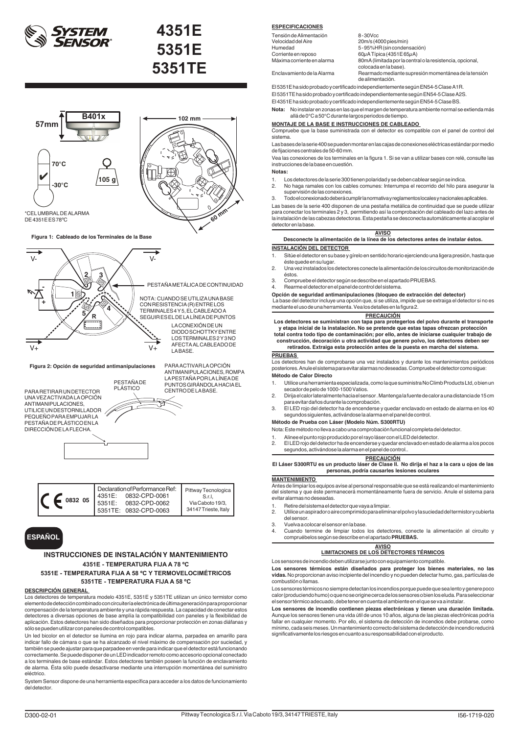# 4351E
# 5351E
# 5351TE

57mm

B401x

102 mm

70°C

-30°C

105 g

60 mm

*CEL UMBRAL DE ALARMA DE 4351E ES 78ºC

**Figura 1: Cableado de los Terminales de la Base**

PESTAÑA METÁLICA DE CONTINUIDAD

NOTA: CUANDO SE UTILIZA UNA BASE CON RESISTENCIA (R) ENTRE LOS TERMINALES 4 Y 5, EL CABLEADO A SEGUIR ES EL DE LA LÍNEA DE PUNTOS

LA CONEXIÓN DE UN DIODO SCHOTTKY ENTRE LOS TERMINALES 2 Y 3 NO AFECTA AL CABLEADO DE LA BASE.

**Figura 2: Opción de seguridad antimanipulaciones**

PARA ACTIVAR LA OPCIÓN ANTIMANIPULACIONES, ROMPA LA PESTAÑA POR LA LÍNEA DE PUNTOS GIRÁNDOLA HACIA EL CENTRO DE LA BASE.

PESTAÑA DE PLÁSTICO

PARA RETIRAR UN DETECTOR UNA VEZ ACTIVADA LA OPCIÓN ANTIMANIPULACIONES, UTILICE UN DESTORNILLADOR PEQUEÑO PARA EMPUJAR LA PESTAÑA DE PLÁSTICO EN LA DIRECCIÓN DE LA FLECHA.

| CE 0832 05 | Declaration of Performance Ref: 4351E: 0832-CPD-0061 5351E: 0832-CPD-0062 5351TE: 0832-CPD-0063 | Pittway Tecnologica S.r.l, Via Caboto 19/3, 34147 Trieste, Italy |
|---|---|---|

**ESPAÑOL**

## INSTRUCCIONES DE INSTALACIÓN Y MANTENIMIENTO

### 4351E - TEMPERATURA FIJA A 78 ºC
### 5351E - TEMPERATURA FIJA A 58 ºC Y TERMOVELOCIMÉTRICOS
### 5351TE - TEMPERATURA FIJA A 58 ºC

**DESCRIPCIÓN GENERAL**

Los detectores de temperatura modelo 4351E, 5351E y 5351TE utilizan un único termistor como elemento de detección combinado con circuitería electrónica de última generación para proporcionar compensación de la temperatura ambiente y una rápida respuesta. La capacidad de conectar estos detectores a diversas opciones de base amplía la compatibilidad con paneles y la flexibilidad de aplicación. Estos detectores han sido diseñados para proporcionar protección en zonas diáfanas y sólo se pueden utilizar con paneles de control compatibles.

Un led bicolor en el detector se ilumina en rojo para indicar alarma, parpadea en amarillo para indicar fallo de cámara o que se ha alcanzado el nivel máximo de compensación por suciedad, y también se puede ajustar para que parpadee en verde para indicar que el detector está funcionando correctamente. Se puede disponer de un LED indicador remoto como accesorio opcional conectado a los terminales de base estándar. Estos detectores también poseen la función de enclavamiento de alarma. Ésta sólo puede desactivarse mediante una interrupción momentánea del suministro eléctrico.

System Sensor dispone de una herramienta específica para acceder a los datos de funcionamiento del detector.

**ESPECIFICACIONES**

| | |
|---|---|
| Tensión de Alimentación | 8 - 30Vcc |
| Velocidad del Aire | 20m/s (4000 pies/min) |
| Humedad | 5 - 95%HR (sin condensación) |
| Corriente en reposo | 60µA Típica (4351E 65µA) |
| Máxima corriente en alarma | 80mA (limitada por la central o la resistencia, opcional, colocada en la base). |
| Enclavamiento de la Alarma | Rearmado mediante supresión momentánea de la tensión de alimentación. |

El 5351E ha sido probado y certificado independientemente según EN54-5 Clase A1R.

El 5351TE ha sido probado y certificado independientemente según EN54-5 Clase A2S.

El 4351E ha sido probado y certificado independientemente según EN54-5 Clase BS.

**Nota:** No instalar en zonas en las que el margen de temperatura ambiente normal se extienda más allá de 0°C a 50°C durante largos periodos de tiempo.

**MONTAJE DE LA BASE E INSTRUCCIONES DE CABLEADO**

Compruebe que la base suministrada con el detector es compatible con el panel de control del sistema.

Las bases de la serie 400 se pueden montar en las cajas de conexiones eléctricas estándar por medio de fijaciones centrales de 50-60 mm.

Vea las conexiones de los terminales en la figura 1. Si se van a utilizar bases con relé, consulte las instrucciones de la base en cuestión.

**Notas:**

1. Los detectores de la serie 300 tienen polaridad y se deben cablear según se indica.
2. No haga ramales con los cables comunes: Interrumpa el recorrido del hilo para asegurar la supervisión de las conexiones.
3. Todo el conexionado deberá cumplir la normativa y reglamentos locales y nacionales aplicables.

Las bases de la serie 400 disponen de una pestaña metálica de continuidad que se puede utilizar para conectar los terminales 2 y 3, permitiendo así la comprobación del cableado del lazo antes de la instalación de las cabezas detectoras. Esta pestaña se desconecta automáticamente al acoplar el detector en la base.

**AVISO**

**Desconecte la alimentación de la línea de los detectores antes de instalar éstos.**

**INSTALACIÓN DEL DETECTOR**

1. Sitúe el detector en su base y gírelo en sentido horario ejerciendo una ligera presión, hasta que éste quede en su lugar.
2. Una vez instalados los detectores conecte la alimentación de los circuitos de monitorización de éstos.
3. Compruebe el detector según se describe en el apartado PRUEBAS.
4. Rearme el detector en el panel de control del sistema.

**Opción de seguridad antimanipulaciones (bloqueo de extracción del detector)**

La base del detector incluye una opción que, si se utiliza, impide que se extraiga el detector si no es mediante el uso de una herramienta. Vea los detalles en la figura 2.

**PRECAUCIÓN**

**Los detectores se suministran con tapa para protegerlos del polvo durante el transporte y etapa inicial de la instalación. No se pretende que estas tapas ofrezcan protección total contra todo tipo de contaminación; por ello, antes de iniciarse cualquier trabajo de construcción, decoración u otra actividad que genere polvo, los detectores deben ser retirados. Extraiga esta protección antes de la puesta en marcha del sistema.**

**PRUEBAS**

Los detectores han de comprobarse una vez instalados y durante los mantenimientos periódicos posteriores. Anule el sistema para evitar alarmas no deseadas. Compruebe el detector como sigue:

**Método de Calor Directo**

1. Utilice una herramienta especializada, como la que suministra No Climb Products Ltd, o bien un secador de pelo de 1000-1500 Vatios.
2. Dirija el calor lateralmente hacia el sensor. Mantenga la fuente de calor a una distancia de 15 cm para evitar daños durante la comprobación.
3. El LED rojo del detector ha de encenderse y quedar enclavado en estado de alarma en los 40 segundos siguientes, activándose la alarma en el panel de control.

**Método de Prueba con Láser (Modelo Núm. S300RTU)**

Nota: Este método no lleva a cabo una comprobación funcional completa del detector.

1. Alinee el punto rojo producido por el rayo láser con el LED del detector.
2. El LED rojo del detector ha de encenderse y quedar enclavado en estado de alarma a los pocos segundos, activándose la alarma en el panel de control..

**PRECAUCIÓN**

**El Láser S300RTU es un producto láser de Clase II. No dirija el haz a la cara u ojos de las personas, podría causarles lesiones oculares**

**MANTENIMIENTO**

Antes de limpiar los equipos avise al personal responsable que se está realizando el mantenimiento del sistema y que éste permanecerá momentáneamente fuera de servicio. Anule el sistema para evitar alarmas no deseadas.

1. Retire del sistema el detector que vaya a limpiar.
2. Utilice un aspirador o aire comprimido para eliminar el polvo y la suciedad del termistor y cubierta del sensor.
3. Vuelva a colocar el sensor en la base.
4. Cuando termine de limpiar todos los detectores, conecte la alimentación al circuito y compruébelos según se describe en el apartado **PRUEBAS.**

**AVISO**
**LIMITACIONES DE LOS DETECTORES TÉRMICOS**

Los sensores de incendio deben utilizarse junto con equipamiento compatible.

**Los sensores térmicos están diseñados para proteger los bienes materiales, no las vidas.** No proporcionan aviso incipiente del incendio y no pueden detectar humo, gas, partículas de combustión o llamas.

Los sensores térmicos no siempre detectan los incendios porque puede que sea lento y genere poco calor (produciendo humo) o que no se origine cerca de los sensores o bien los eluda. Para seleccionar el sensor térmico adecuado, debe tener en cuenta el ambiente en el que se va a instalar.

**Los sensores de incendio contienen piezas electrónicas y tienen una duración limitada.** Aunque los sensores tienen una vida útil de unos 10 años, alguna de las piezas electrónicas podría fallar en cualquier momento. Por ello, el sistema de detección de incendios debe probarse, como mínimo, cada seis meses. Un mantenimiento correcto del sistema de detección de incendio reducirá significativamente los riesgos en cuanto a su responsabilidad con el producto.

D300-02-01 Pittway Tecnologica S.r.l. Via Caboto 19/3, 34147 TRIESTE, Italy I56-1719-020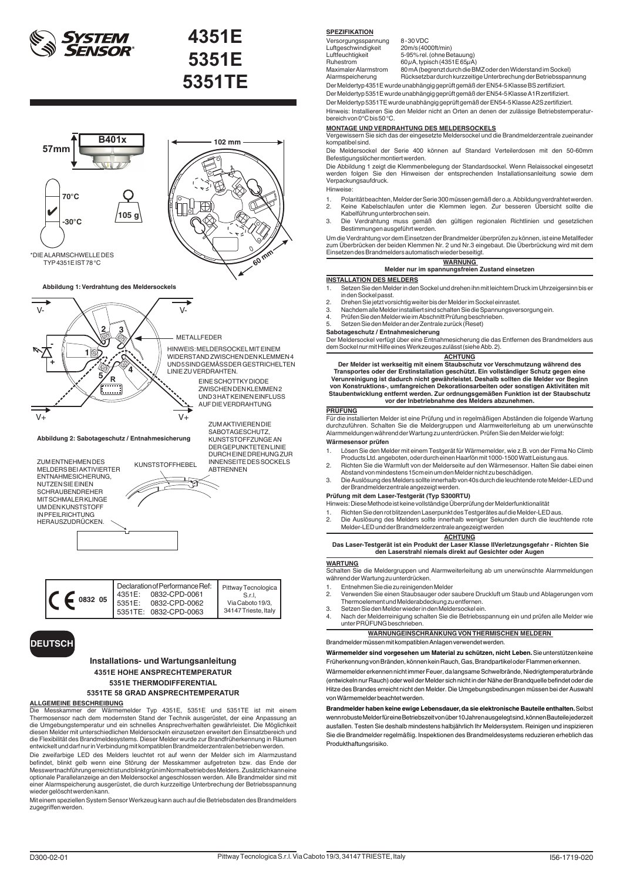# 4351E
# 5351E
# 5351TE

57mm

B401x

102 mm

70°C

-30°C

105 g

60 mm

*DIE ALARMSCHWELLE DES TYP 4351E IST 78 °C

**Abbildung 1: Verdrahtung des Meldersockels**

V-

V-

METALLFEDER

HINWEIS: MELDERSOCKEL MIT EINEM WIDERSTAND ZWISCHEN DEN KLEMMEN 4 UND 5 SIND GEMÄSS DER GESTRICHELTEN LINIE ZU VERDRAHTEN.

EINE SCHOTTKY DIODE ZWISCHEN DEN KLEMMEN 2 UND 3 HAT KEINEN EINFLUSS AUF DIE VERDRAHTUNG

V+

V+

**Abbildung 2: Sabotageschutz / Entnahmesicherung**

ZUM AKTIVIEREN DIE SABOTAGESCHUTZ, KUNSTSTOFFZUNGE AN DER GEPUNKTETEN LINIE DURCH EINE DREHUNG ZUR INNENSEITE DES SOCKELS ABTRENNEN

ZUM ENTNEHMEN DES MELDERS BEI AKTIVIERTER ENTNAHMESICHERUNG, NUTZEN SIE EINEN SCHRAUBENDREHER MIT SCHMALER KLINGE UM DEN KUNSTSTOFF IN PFEILRICHTUNG HERAUSZUDRÜCKEN.

KUNSTSTOFFHEBEL

| | | |
|---|---|---|
| CE 0832 05 | Declaration of Performance Ref: 4351E: 0832-CPD-0061 5351E: 0832-CPD-0062 5351TE: 0832-CPD-0063 | Pittway Tecnologica S.r.l, Via Caboto 19/3, 34147 Trieste, Italy |

**DEUTSCH**

## Installations- und Wartungsanleitung

### 4351E HOHE ANSPRECHTEMPERATUR
### 5351E THERMODIFFERENTIAL
### 5351TE 58 GRAD ANSPRECHTEMPERATUR

**ALLGEMEINE BESCHREIBUNG**

Die Messkammer der Wärmemelder Typ 4351E, 5351E und 5351TE ist mit einem Thermosensor nach dem modernsten Stand der Technik ausgerüstet, der eine Anpassung an die Umgebungstemperatur und ein schnelles Ansprechverhalten gewährleistet. Die Möglichkeit diesen Melder mit unterschiedlichen Meldersockeln einzusetzen erweitert den Einsatzbereich und die Flexibilität des Brandmeldesystems. Dieser Melder wurde zur Brandfrüherkennung in Räumen entwickelt und darf nur in Verbindung mit kompatiblen Brandmelderzentralen betrieben werden.

Die zweifarbige LED des Melders leuchtet rot auf wenn der Melder sich im Alarmzustand befindet, blinkt gelb wenn eine Störung der Messkammer aufgetreten bzw. das Ende der Messwertnachführung erreicht ist und blinkt grün im Normalbetrieb des Melders. Zusätzlich kann eine optionale Parallelanzeige an den Meldersockel angeschlossen werden. Alle Brandmelder sind mit einer Alarmspeicherung ausgerüstet, die durch kurzzeitige Unterbrechung der Betriebsspannung wieder gelöscht werden kann.

Mit einem speziellen System Sensor Werkzeug kann auch auf die Betriebsdaten des Brandmelders zugegriffen werden.

**SPEZIFIKATION**

| | |
|---|---|
| Versorgungsspannung | 8 - 30 VDC |
| Luftgeschwindigkeit | 20m/s (4000ft/min) |
| Luftfeuchtigkeit | 5-95% rel. (ohne Betauung) |
| Ruhestrom | 60 µA, typisch (4351E 65µA) |
| Maximaler Alarmstrom | 80 mA (begrenzt durch die BMZ oder den Widerstand im Sockel) |
| Alarmspeicherung | Rücksetzbar durch kurzzeitige Unterbrechung der Betriebsspannung |

Der Meldertyp 4351E wurde unabhängig geprüft gemäß der EN54-5 Klasse BS zertifiziert.
Der Meldertyp 5351E wurde unabhängig geprüft gemäß der EN54-5 Klasse A1R zertifiziert.
Der Meldertyp 5351TE wurde unabhängig geprüft gemäß der EN54-5 Klasse A2S zertifiziert.
Hinweis: Installieren Sie den Melder nicht an Orten an denen der zulässige Betriebstemperaturbereich von 0°C bis 50 °C.

**MONTAGE UND VERDRAHTUNG DES MELDERSOCKELS**

Vergewissern Sie sich das der eingesetzte Meldersockel und die Brandmelderzentrale zueinander kompatibel sind.

Die Meldersockel der Serie 400 können auf Standard Verteilerdosen mit den 50-60mm Befestigungslöcher montiert werden.

Die Abbildung 1 zeigt die Klemmenbelegung der Standardsockel. Wenn Relaissockel eingesetzt werden folgen Sie den Hinweisen der entsprechenden Installationsanleitung sowie dem Verpackungsaufdruck.

Hinweise:

1. Polarität beachten, Melder der Serie 300 müssen gemäß der o.a. Abbildung verdrahtet werden.
2. Keine Kabelschlaufen unter die Klemmen legen. Zur besseren Übersicht sollte die Kabelführung unterbrochen sein.
3. Die Verdrahtung muss gemäß den gültigen regionalen Richtlinien und gesetzlichen Bestimmungen ausgeführt werden.

Um die Verdrahtung vor dem Einsetzen der Brandmelder überprüfen zu können, ist eine Metallfeder zum Überbrücken der beiden Klemmen Nr. 2 und Nr.3 eingebaut. Die Überbrückung wird mit dem Einsetzen des Brandmelders automatisch wieder beseitigt.

**WARNUNG**
**Melder nur im spannungsfreien Zustand einsetzen**

**INSTALLATION DES MELDERS**

1. Setzen Sie den Melder in den Sockel und drehen ihn mit leichtem Druck im Uhrzeigersinn bis er in den Sockel passt.
2. Drehen Sie jetzt vorsichtig weiter bis der Melder im Sockel einrastet.
3. Nachdem alle Melder installiert sind schalten Sie die Spannungsversorgung ein.
4. Prüfen Sie den Melder wie im Abschnitt Prüfung beschrieben.
5. Setzen Sie den Melder an der Zentrale zurück (Reset)

**Sabotageschutz / Entnahmesicherung**

Der Meldersockel verfügt über eine Entnahmesicherung die das Entfernen des Brandmelders aus dem Sockel nur mit Hilfe eines Werkzeuges zulässt (siehe Abb. 2).

**ACHTUNG**
**Der Melder ist werkseitig mit einem Staubschutz vor Verschmutzung während des Transportes oder der Erstinstallation geschützt. Ein vollständiger Schutz gegen eine Verunreinigung ist dadurch nicht gewährleistet. Deshalb sollten die Melder vor Beginn von Konstruktions-, umfangreichen Dekorationsarbeiten oder sonstigen Aktivitäten mit Staubentwicklung entfernt werden. Zur ordnungsgemäßen Funktion ist der Staubschutz vor der Inbetriebnahme des Melders abzunehmen.**

**PRÜFUNG**

Für die installierten Melder ist eine Prüfung und in regelmäßigen Abständen die folgende Wartung durchzuführen. Schalten Sie die Meldergruppen und Alarmweiterleitung ab um unerwünschte Alarmmeldungen während der Wartung zu unterdrücken. Prüfen Sie den Melder wie folgt:

**Wärmesensor prüfen**

1. Lösen Sie den Melder mit einem Testgerät für Wärmemelder, wie z.B. von der Firma No Climb Products Ltd. angeboten, oder durch einen Haarfön mit 1000-1500 Watt Leistung aus.
2. Richten Sie die Warmluft von der Melderseite auf den Wärmesensor. Halten Sie dabei einen Abstand von mindestens 15cm ein um den Melder nicht zu beschädigen.
3. Die Auslösung des Melders sollte innerhalb von 40s durch die leuchtende rote Melder-LED und der Brandmelderzentrale angezeigt werden.

**Prüfung mit dem Laser-Testgerät (Typ S300RTU)**

Hinweis: Diese Methode ist keine vollständige Überprüfung der Melderfunktionalität

1. Richten Sie den rot blitzenden Laserpunkt des Testgerätes auf die Melder-LED aus.
2. Die Auslösung des Melders sollte innerhalb weniger Sekunden durch die leuchtende rote Melder-LED und der Brandmelderzentrale angezeigt werden

**ACHTUNG**
**Das Laser-Testgerät ist ein Produkt der Laser Klasse IIVerletzungsgefahr - Richten Sie den Laserstrahl niemals direkt auf Gesichter oder Augen**

**WARTUNG**

Schalten Sie die Meldergruppen und Alarmweiterleitung ab um unerwünschte Alarmmeldungen während der Wartung zu unterdrücken.

1. Entnehmen Sie die zu reinigenden Melder
2. Verwenden Sie einen Staubsauger oder saubere Druckluft um Staub und Ablagerungen vom Thermoelement und Melderabdeckung zu entfernen.
3. Setzen Sie den Melder wieder in den Meldersockel ein.
4. Nach der Melderreinigung schalten Sie die Betriebsspannung ein und prüfen alle Melder wie unter PRÜFUNG beschrieben.

**WARNUNGEINSCHRÄNKUNG VON THERMISCHEN MELDERN**

Brandmelder müssen mit kompatiblen Anlagen verwendet werden.

**Wärmemelder sind vorgesehen um Material zu schützen, nicht Leben.** Sie unterstützen keine Früherkennung von Bränden, können kein Rauch, Gas, Brandpartikel oder Flammen erkennen.

Wärmemelder erkennen nicht immer Feuer, da langsame Schwelbrände, Niedrigtemperaturbrände (entwickeln nur Rauch) oder weil der Melder sich nicht in der Nähe der Brandquelle befindet oder die Hitze des Brandes erreicht nicht den Melder. Die Umgebungsbedingungen müssen bei der Auswahl von Wärmemelder beachtet werden.

**Brandmelder haben keine ewige Lebensdauer, da sie elektronische Bauteile enthalten.** Selbst wenn robuste Melder für eine Betriebszeit von über 10 Jahren ausgelegt sind, können Bauteile jederzeit ausfallen. Testen Sie deshalb mindestens halbjährlich Ihr Meldersystem. Reinigen und inspizieren Sie die Brandmelder regelmäßig. Inspektionen des Brandmeldesystems reduzieren erheblich das Produkthaftungsrisiko.

D300-02-01 Pittway Tecnologica S.r.l. Via Caboto 19/3, 34147 TRIESTE, Italy I56-1719-020